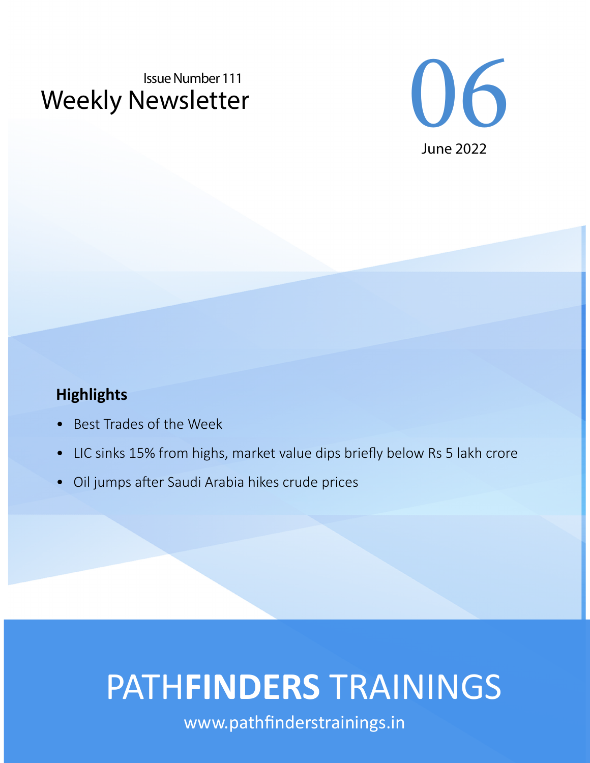Issue Number 111

# Weekly Newsletter

06

June 2022

**Highlights**

- Best Trades of the Week
- LIC sinks 15% from highs, market value dips briefly below Rs 5 lakh crore
- Oil jumps after Saudi Arabia hikes crude prices

PATH**FINDERS** TRAININGS

www.pathfinderstrainings.in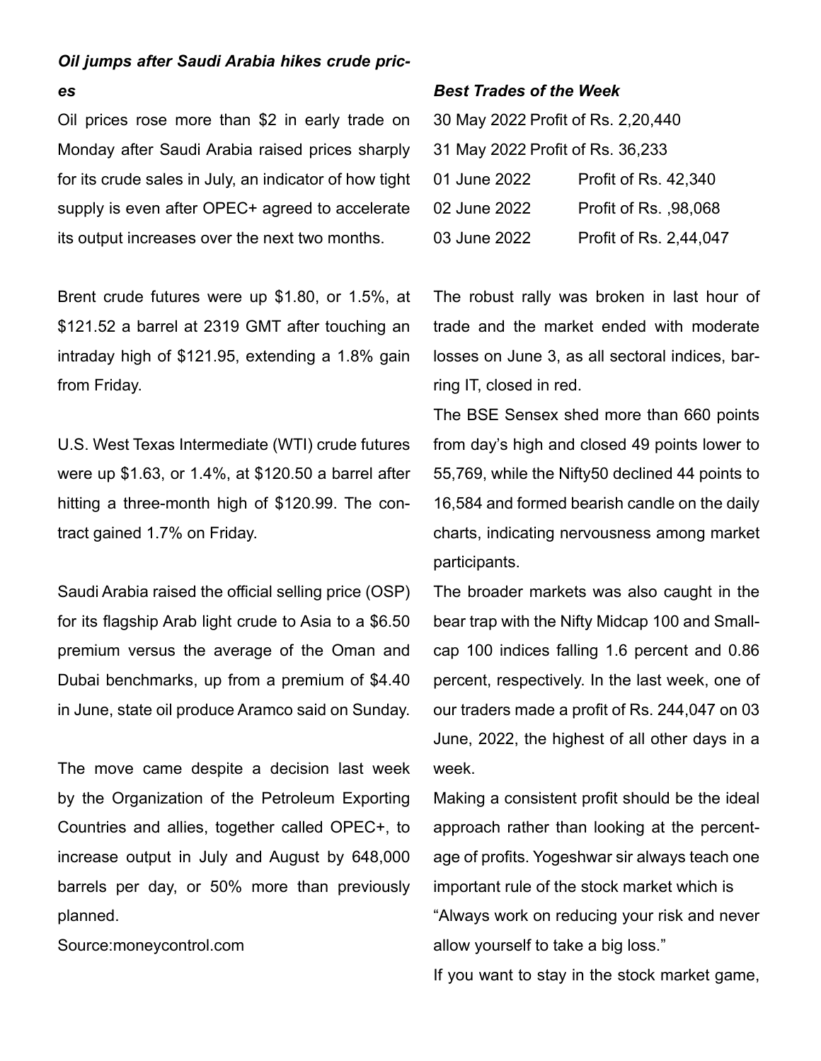### *Oil jumps after Saudi Arabia hikes crude prices*

Oil prices rose more than $2 in early trade on Monday after Saudi Arabia raised prices sharply for its crude sales in July, an indicator of how tight supply is even after OPEC+ agreed to accelerate its output increases over the next two months.

Brent crude futures were up $1.80, or 1.5%, at $121.52 a barrel at 2319 GMT after touching an intraday high of $121.95, extending a 1.8% gain from Friday.

U.S. West Texas Intermediate (WTI) crude futures were up $1.63, or 1.4%, at $120.50 a barrel after hitting a three-month high of $120.99. The contract gained 1.7% on Friday.

Saudi Arabia raised the official selling price (OSP) for its flagship Arab light crude to Asia to a $6.50 premium versus the average of the Oman and Dubai benchmarks, up from a premium of $4.40 in June, state oil produce Aramco said on Sunday.

The move came despite a decision last week by the Organization of the Petroleum Exporting Countries and allies, together called OPEC+, to increase output in July and August by 648,000 barrels per day, or 50% more than previously planned.

Source:moneycontrol.com

### *Best Trades of the Week*

30 May 2022 Profit of Rs. 2,20,440

31 May 2022 Profit of Rs. 36,233

| | |
|---|---|
| 01 June 2022 | Profit of Rs. 42,340 |
| 02 June 2022 | Profit of Rs. ,98,068 |
| 03 June 2022 | Profit of Rs. 2,44,047 |

The robust rally was broken in last hour of trade and the market ended with moderate losses on June 3, as all sectoral indices, barring IT, closed in red.

The BSE Sensex shed more than 660 points from day's high and closed 49 points lower to 55,769, while the Nifty50 declined 44 points to 16,584 and formed bearish candle on the daily charts, indicating nervousness among market participants.

The broader markets was also caught in the bear trap with the Nifty Midcap 100 and Smallcap 100 indices falling 1.6 percent and 0.86 percent, respectively. In the last week, one of our traders made a profit of Rs. 244,047 on 03 June, 2022, the highest of all other days in a week.

Making a consistent profit should be the ideal approach rather than looking at the percentage of profits. Yogeshwar sir always teach one important rule of the stock market which is "Always work on reducing your risk and never allow yourself to take a big loss."

If you want to stay in the stock market game,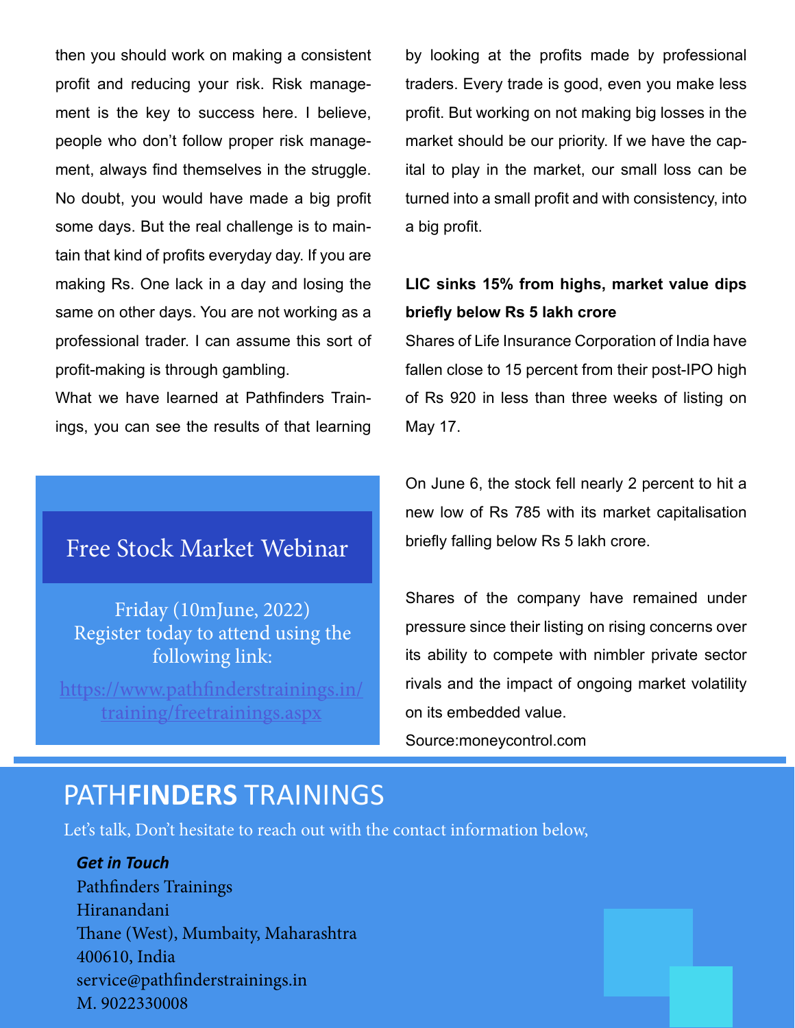then you should work on making a consistent profit and reducing your risk. Risk management is the key to success here. I believe, people who don't follow proper risk management, always find themselves in the struggle. No doubt, you would have made a big profit some days. But the real challenge is to maintain that kind of profits everyday day. If you are making Rs. One lack in a day and losing the same on other days. You are not working as a professional trader. I can assume this sort of profit-making is through gambling.

What we have learned at Pathfinders Trainings, you can see the results of that learning by looking at the profits made by professional traders. Every trade is good, even you make less profit. But working on not making big losses in the market should be our priority. If we have the capital to play in the market, our small loss can be turned into a small profit and with consistency, into a big profit.

**LIC sinks 15% from highs, market value dips briefly below Rs 5 lakh crore**

Shares of Life Insurance Corporation of India have fallen close to 15 percent from their post-IPO high of Rs 920 in less than three weeks of listing on May 17.

On June 6, the stock fell nearly 2 percent to hit a new low of Rs 785 with its market capitalisation briefly falling below Rs 5 lakh crore.

Shares of the company have remained under pressure since their listing on rising concerns over its ability to compete with nimbler private sector rivals and the impact of ongoing market volatility on its embedded value.

Source:moneycontrol.com

## Free Stock Market Webinar

Friday (10mJune, 2022)
Register today to attend using the following link:
https://www.pathfinderstrainings.in/training/freetrainings.aspx

## PATH**FINDERS** TRAININGS

Let's talk, Don't hesitate to reach out with the contact information below,

***Get in Touch***

Pathfinders Trainings
Hiranandani
Thane (West), Mumbaity, Maharashtra
400610, India
service@pathfinderstrainings.in
M. 9022330008